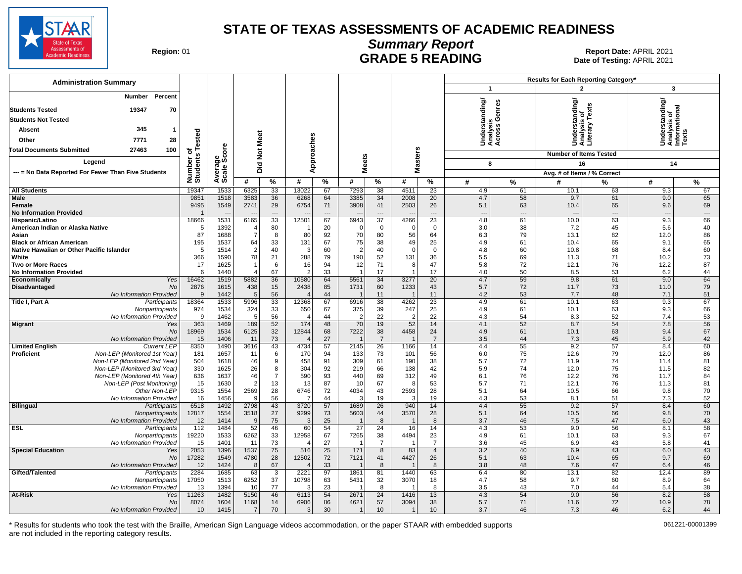# STATE OF TEXAS ASSESSMENTS OF ACADEMIC READINESS

## Summary Report

## GRADE 5 READING

**Region:** 01

**Report Date:** APRIL 2021

**Date of Testing:** APRIL 2021

### Administration Summary

| | Number | Percent |
|---|---|---|
| Students Tested | 19347 | 70 |
| Students Not Tested | | |
| Absent | 345 | 1 |
| Other | 7771 | 28 |
| Total Documents Submitted | 27463 | 100 |

Legend

--- = No Data Reported For Fewer Than Five Students

Results for Each Reporting Category*: 1 = Understanding/Analysis Across Genres (Number of Items Tested: 8); 2 = Understanding/Analysis of Literary Texts (Number of Items Tested: 16); 3 = Understanding/Analysis of Informational Texts (Number of Items Tested: 14). Values are Avg. # of Items / % Correct.

| Group | | Number of Students Tested | Average Scale Score | Did Not Meet # | Did Not Meet % | Approaches # | Approaches % | Meets # | Meets % | Masters # | Masters % | Cat 1 # | Cat 1 % | Cat 2 # | Cat 2 % | Cat 3 # | Cat 3 % |
|---|---|---|---|---|---|---|---|---|---|---|---|---|---|---|---|---|---|
| All Students | | 19347 | 1533 | 6325 | 33 | 13022 | 67 | 7293 | 38 | 4511 | 23 | 4.9 | 61 | 10.1 | 63 | 9.3 | 67 |
| Male | | 9851 | 1518 | 3583 | 36 | 6268 | 64 | 3385 | 34 | 2008 | 20 | 4.7 | 58 | 9.7 | 61 | 9.0 | 65 |
| Female | | 9495 | 1549 | 2741 | 29 | 6754 | 71 | 3908 | 41 | 2503 | 26 | 5.1 | 63 | 10.4 | 65 | 9.6 | 69 |
| No Information Provided | | 1 | --- | --- | --- | --- | --- | --- | --- | --- | --- | --- | --- | --- | --- | --- | --- |
| Hispanic/Latino | | 18666 | 1531 | 6165 | 33 | 12501 | 67 | 6943 | 37 | 4266 | 23 | 4.8 | 61 | 10.0 | 63 | 9.3 | 66 |
| American Indian or Alaska Native | | 5 | 1392 | 4 | 80 | 1 | 20 | 0 | 0 | 0 | 0 | 3.0 | 38 | 7.2 | 45 | 5.6 | 40 |
| Asian | | 87 | 1688 | 7 | 8 | 80 | 92 | 70 | 80 | 56 | 64 | 6.3 | 79 | 13.1 | 82 | 12.0 | 86 |
| Black or African American | | 195 | 1537 | 64 | 33 | 131 | 67 | 75 | 38 | 49 | 25 | 4.9 | 61 | 10.4 | 65 | 9.1 | 65 |
| Native Hawaiian or Other Pacific Islander | | 5 | 1514 | 2 | 40 | 3 | 60 | 2 | 40 | 0 | 0 | 4.8 | 60 | 10.8 | 68 | 8.4 | 60 |
| White | | 366 | 1590 | 78 | 21 | 288 | 79 | 190 | 52 | 131 | 36 | 5.5 | 69 | 11.3 | 71 | 10.2 | 73 |
| Two or More Races | | 17 | 1625 | 1 | 6 | 16 | 94 | 12 | 71 | 8 | 47 | 5.8 | 72 | 12.1 | 76 | 12.2 | 87 |
| No Information Provided | | 6 | 1440 | 4 | 67 | 2 | 33 | 1 | 17 | 1 | 17 | 4.0 | 50 | 8.5 | 53 | 6.2 | 44 |
| Economically Disadvantaged | Yes | 16462 | 1519 | 5882 | 36 | 10580 | 64 | 5561 | 34 | 3277 | 20 | 4.7 | 59 | 9.8 | 61 | 9.0 | 64 |
| | No | 2876 | 1615 | 438 | 15 | 2438 | 85 | 1731 | 60 | 1233 | 43 | 5.7 | 72 | 11.7 | 73 | 11.0 | 79 |
| | No Information Provided | 9 | 1442 | 5 | 56 | 4 | 44 | 1 | 11 | 1 | 11 | 4.2 | 53 | 7.7 | 48 | 7.1 | 51 |
| Title I, Part A | Participants | 18364 | 1533 | 5996 | 33 | 12368 | 67 | 6916 | 38 | 4262 | 23 | 4.9 | 61 | 10.1 | 63 | 9.3 | 67 |
| | Nonparticipants | 974 | 1534 | 324 | 33 | 650 | 67 | 375 | 39 | 247 | 25 | 4.9 | 61 | 10.1 | 63 | 9.3 | 66 |
| | No Information Provided | 9 | 1462 | 5 | 56 | 4 | 44 | 2 | 22 | 2 | 22 | 4.3 | 54 | 8.3 | 52 | 7.4 | 53 |
| Migrant | Yes | 363 | 1469 | 189 | 52 | 174 | 48 | 70 | 19 | 52 | 14 | 4.1 | 52 | 8.7 | 54 | 7.8 | 56 |
| | No | 18969 | 1534 | 6125 | 32 | 12844 | 68 | 7222 | 38 | 4458 | 24 | 4.9 | 61 | 10.1 | 63 | 9.4 | 67 |
| | No Information Provided | 15 | 1406 | 11 | 73 | 4 | 27 | 1 | 7 | 1 | 7 | 3.5 | 44 | 7.3 | 45 | 5.9 | 42 |
| Limited English Proficient | Current LEP | 8350 | 1490 | 3616 | 43 | 4734 | 57 | 2145 | 26 | 1166 | 14 | 4.4 | 55 | 9.2 | 57 | 8.4 | 60 |
| | Non-LEP (Monitored 1st Year) | 181 | 1657 | 11 | 6 | 170 | 94 | 133 | 73 | 101 | 56 | 6.0 | 75 | 12.6 | 79 | 12.0 | 86 |
| | Non-LEP (Monitored 2nd Year) | 504 | 1618 | 46 | 9 | 458 | 91 | 309 | 61 | 190 | 38 | 5.7 | 72 | 11.9 | 74 | 11.4 | 81 |
| | Non-LEP (Monitored 3rd Year) | 330 | 1625 | 26 | 8 | 304 | 92 | 219 | 66 | 138 | 42 | 5.9 | 74 | 12.0 | 75 | 11.5 | 82 |
| | Non-LEP (Monitored 4th Year) | 636 | 1637 | 46 | 7 | 590 | 93 | 440 | 69 | 312 | 49 | 6.1 | 76 | 12.2 | 76 | 11.7 | 84 |
| | Non-LEP (Post Monitoring) | 15 | 1630 | 2 | 13 | 13 | 87 | 10 | 67 | 8 | 53 | 5.7 | 71 | 12.1 | 76 | 11.3 | 81 |
| | Other Non-LEP | 9315 | 1554 | 2569 | 28 | 6746 | 72 | 4034 | 43 | 2593 | 28 | 5.1 | 64 | 10.5 | 66 | 9.8 | 70 |
| | No Information Provided | 16 | 1456 | 9 | 56 | 7 | 44 | 3 | 19 | 3 | 19 | 4.3 | 53 | 8.1 | 51 | 7.3 | 52 |
| Bilingual | Participants | 6518 | 1492 | 2798 | 43 | 3720 | 57 | 1689 | 26 | 940 | 14 | 4.4 | 55 | 9.2 | 57 | 8.4 | 60 |
| | Nonparticipants | 12817 | 1554 | 3518 | 27 | 9299 | 73 | 5603 | 44 | 3570 | 28 | 5.1 | 64 | 10.5 | 66 | 9.8 | 70 |
| | No Information Provided | 12 | 1414 | 9 | 75 | 3 | 25 | 1 | 8 | 1 | 8 | 3.7 | 46 | 7.5 | 47 | 6.0 | 43 |
| ESL | Participants | 112 | 1484 | 52 | 46 | 60 | 54 | 27 | 24 | 16 | 14 | 4.3 | 53 | 9.0 | 56 | 8.1 | 58 |
| | Nonparticipants | 19220 | 1533 | 6262 | 33 | 12958 | 67 | 7265 | 38 | 4494 | 23 | 4.9 | 61 | 10.1 | 63 | 9.3 | 67 |
| | No Information Provided | 15 | 1401 | 11 | 73 | 4 | 27 | 1 | 7 | 1 | 7 | 3.6 | 45 | 6.9 | 43 | 5.8 | 41 |
| Special Education | Yes | 2053 | 1396 | 1537 | 75 | 516 | 25 | 171 | 8 | 83 | 4 | 3.2 | 40 | 6.9 | 43 | 6.0 | 43 |
| | No | 17282 | 1549 | 4780 | 28 | 12502 | 72 | 7121 | 41 | 4427 | 26 | 5.1 | 63 | 10.4 | 65 | 9.7 | 69 |
| | No Information Provided | 12 | 1424 | 8 | 67 | 4 | 33 | 1 | 8 | 1 | 8 | 3.8 | 48 | 7.6 | 47 | 6.4 | 46 |
| Gifted/Talented | Participants | 2284 | 1685 | 63 | 3 | 2221 | 97 | 1861 | 81 | 1440 | 63 | 6.4 | 80 | 13.1 | 82 | 12.4 | 89 |
| | Nonparticipants | 17050 | 1513 | 6252 | 37 | 10798 | 63 | 5431 | 32 | 3070 | 18 | 4.7 | 58 | 9.7 | 60 | 8.9 | 64 |
| | No Information Provided | 13 | 1394 | 10 | 77 | 3 | 23 | 1 | 8 | 1 | 8 | 3.5 | 43 | 7.0 | 44 | 5.4 | 38 |
| At-Risk | Yes | 11263 | 1482 | 5150 | 46 | 6113 | 54 | 2671 | 24 | 1416 | 13 | 4.3 | 54 | 9.0 | 56 | 8.2 | 58 |
| | No | 8074 | 1604 | 1168 | 14 | 6906 | 86 | 4621 | 57 | 3094 | 38 | 5.7 | 71 | 11.6 | 72 | 10.9 | 78 |
| | No Information Provided | 10 | 1415 | 7 | 70 | 3 | 30 | 1 | 10 | 1 | 10 | 3.7 | 46 | 7.3 | 46 | 6.2 | 44 |

\* Results for students who took the test with the Braille, American Sign Language videos accommodation, or the paper STAAR with embedded supports are not included in the reporting category results.

061221-00001399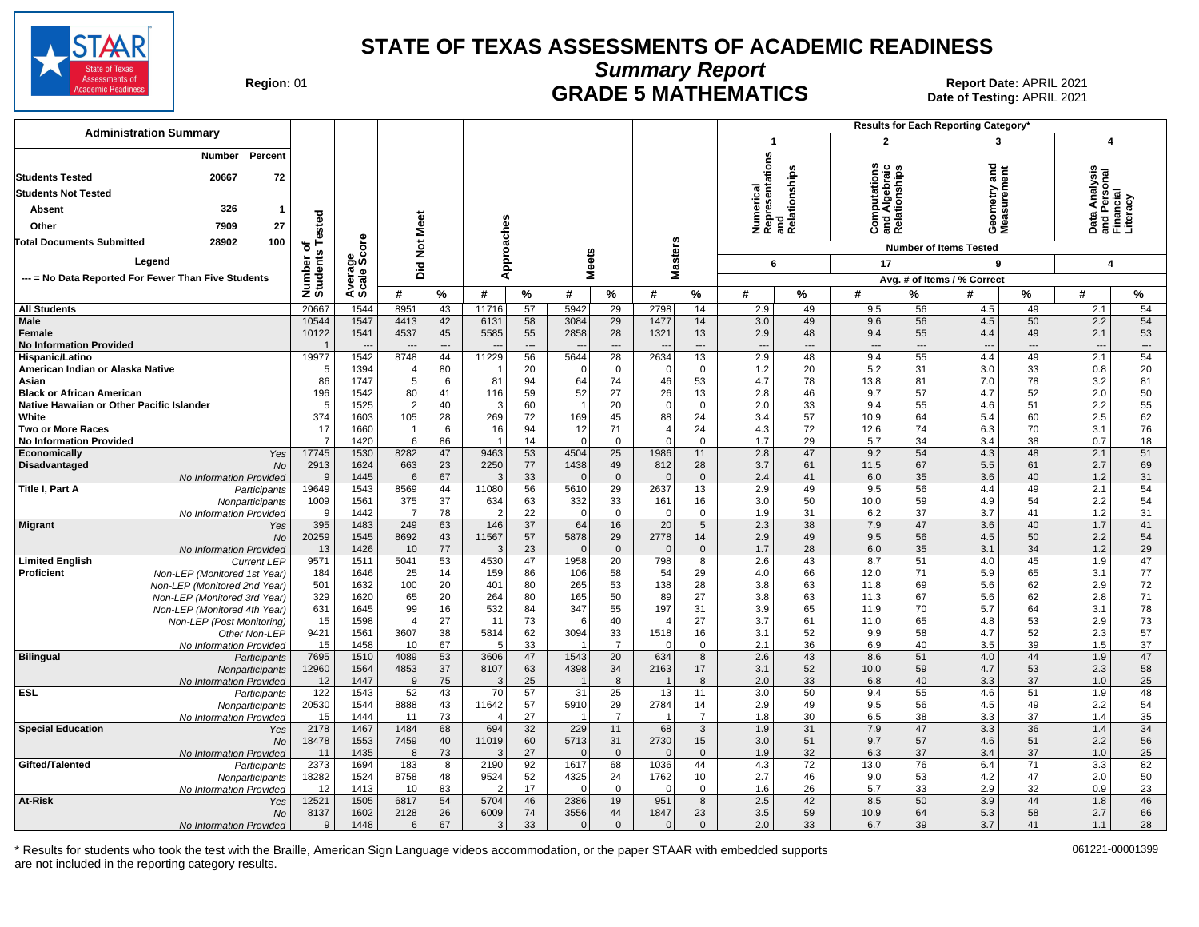# STATE OF TEXAS ASSESSMENTS OF ACADEMIC READINESS

## Summary Report

## GRADE 5 MATHEMATICS

Region: 01

Report Date: APRIL 2021
Date of Testing: APRIL 2021

**Administration Summary**

| | Number | Percent |
|---|---|---|
| Students Tested | 20667 | 72 |
| Students Not Tested | | |
| Absent | 326 | 1 |
| Other | 7909 | 27 |
| Total Documents Submitted | 28902 | 100 |

Legend: --- = No Data Reported For Fewer Than Five Students

Results for Each Reporting Category*: 1 = Numerical Representations and Relationships (Number of Items Tested: 6); 2 = Computations and Algebraic Relationships (17); 3 = Geometry and Measurement (9); 4 = Data Analysis and Personal Financial Literacy (4). Category values are Avg. # of Items / % Correct.

| Group | | Number of Students Tested | Average Scale Score | Did Not Meet # | Did Not Meet % | Approaches # | Approaches % | Meets # | Meets % | Masters # | Masters % | Cat 1 # | Cat 1 % | Cat 2 # | Cat 2 % | Cat 3 # | Cat 3 % | Cat 4 # | Cat 4 % |
|---|---|---|---|---|---|---|---|---|---|---|---|---|---|---|---|---|---|---|---|
| All Students | | 20667 | 1544 | 8951 | 43 | 11716 | 57 | 5942 | 29 | 2798 | 14 | 2.9 | 49 | 9.5 | 56 | 4.5 | 49 | 2.1 | 54 |
| Male | | 10544 | 1547 | 4413 | 42 | 6131 | 58 | 3084 | 29 | 1477 | 14 | 3.0 | 49 | 9.6 | 56 | 4.5 | 50 | 2.2 | 54 |
| Female | | 10122 | 1541 | 4537 | 45 | 5585 | 55 | 2858 | 28 | 1321 | 13 | 2.9 | 48 | 9.4 | 55 | 4.4 | 49 | 2.1 | 53 |
| No Information Provided | | 1 | --- | --- | --- | --- | --- | --- | --- | --- | --- | --- | --- | --- | --- | --- | --- | --- | --- |
| Hispanic/Latino | | 19977 | 1542 | 8748 | 44 | 11229 | 56 | 5644 | 28 | 2634 | 13 | 2.9 | 48 | 9.4 | 55 | 4.4 | 49 | 2.1 | 54 |
| American Indian or Alaska Native | | 5 | 1394 | 4 | 80 | 1 | 20 | 0 | 0 | 0 | 0 | 1.2 | 20 | 5.2 | 31 | 3.0 | 33 | 0.8 | 20 |
| Asian | | 86 | 1747 | 5 | 6 | 81 | 94 | 64 | 74 | 46 | 53 | 4.7 | 78 | 13.8 | 81 | 7.0 | 78 | 3.2 | 81 |
| Black or African American | | 196 | 1542 | 80 | 41 | 116 | 59 | 52 | 27 | 26 | 13 | 2.8 | 46 | 9.7 | 57 | 4.7 | 52 | 2.0 | 50 |
| Native Hawaiian or Other Pacific Islander | | 5 | 1525 | 2 | 40 | 3 | 60 | 1 | 20 | 0 | 0 | 2.0 | 33 | 9.4 | 55 | 4.6 | 51 | 2.2 | 55 |
| White | | 374 | 1603 | 105 | 28 | 269 | 72 | 169 | 45 | 88 | 24 | 3.4 | 57 | 10.9 | 64 | 5.4 | 60 | 2.5 | 62 |
| Two or More Races | | 17 | 1660 | 1 | 6 | 16 | 94 | 12 | 71 | 4 | 24 | 4.3 | 72 | 12.6 | 74 | 6.3 | 70 | 3.1 | 76 |
| No Information Provided | | 7 | 1420 | 6 | 86 | 1 | 14 | 0 | 0 | 0 | 0 | 1.7 | 29 | 5.7 | 34 | 3.4 | 38 | 0.7 | 18 |
| Economically Disadvantaged | Yes | 17745 | 1530 | 8282 | 47 | 9463 | 53 | 4504 | 25 | 1986 | 11 | 2.8 | 47 | 9.2 | 54 | 4.3 | 48 | 2.1 | 51 |
| | No | 2913 | 1624 | 663 | 23 | 2250 | 77 | 1438 | 49 | 812 | 28 | 3.7 | 61 | 11.5 | 67 | 5.5 | 61 | 2.7 | 69 |
| | No Information Provided | 9 | 1445 | 6 | 67 | 3 | 33 | 0 | 0 | 0 | 0 | 2.4 | 41 | 6.0 | 35 | 3.6 | 40 | 1.2 | 31 |
| Title I, Part A | Participants | 19649 | 1543 | 8569 | 44 | 11080 | 56 | 5610 | 29 | 2637 | 13 | 2.9 | 49 | 9.5 | 56 | 4.4 | 49 | 2.1 | 54 |
| | Nonparticipants | 1009 | 1561 | 375 | 37 | 634 | 63 | 332 | 33 | 161 | 16 | 3.0 | 50 | 10.0 | 59 | 4.9 | 54 | 2.2 | 54 |
| | No Information Provided | 9 | 1442 | 7 | 78 | 2 | 22 | 0 | 0 | 0 | 0 | 1.9 | 31 | 6.2 | 37 | 3.7 | 41 | 1.2 | 31 |
| Migrant | Yes | 395 | 1483 | 249 | 63 | 146 | 37 | 64 | 16 | 20 | 5 | 2.3 | 38 | 7.9 | 47 | 3.6 | 40 | 1.7 | 41 |
| | No | 20259 | 1545 | 8692 | 43 | 11567 | 57 | 5878 | 29 | 2778 | 14 | 2.9 | 49 | 9.5 | 56 | 4.5 | 50 | 2.2 | 54 |
| | No Information Provided | 13 | 1426 | 10 | 77 | 3 | 23 | 0 | 0 | 0 | 0 | 1.7 | 28 | 6.0 | 35 | 3.1 | 34 | 1.2 | 29 |
| Limited English Proficient | Current LEP | 9571 | 1511 | 5041 | 53 | 4530 | 47 | 1958 | 20 | 798 | 8 | 2.6 | 43 | 8.7 | 51 | 4.0 | 45 | 1.9 | 47 |
| | Non-LEP (Monitored 1st Year) | 184 | 1646 | 25 | 14 | 159 | 86 | 106 | 58 | 54 | 29 | 4.0 | 66 | 12.0 | 71 | 5.9 | 65 | 3.1 | 77 |
| | Non-LEP (Monitored 2nd Year) | 501 | 1632 | 100 | 20 | 401 | 80 | 265 | 53 | 138 | 28 | 3.8 | 63 | 11.8 | 69 | 5.6 | 62 | 2.9 | 72 |
| | Non-LEP (Monitored 3rd Year) | 329 | 1620 | 65 | 20 | 264 | 80 | 165 | 50 | 89 | 27 | 3.8 | 63 | 11.3 | 67 | 5.6 | 62 | 2.8 | 71 |
| | Non-LEP (Monitored 4th Year) | 631 | 1645 | 99 | 16 | 532 | 84 | 347 | 55 | 197 | 31 | 3.9 | 65 | 11.9 | 70 | 5.7 | 64 | 3.1 | 78 |
| | Non-LEP (Post Monitoring) | 15 | 1598 | 4 | 27 | 11 | 73 | 6 | 40 | 4 | 27 | 3.7 | 61 | 11.0 | 65 | 4.8 | 53 | 2.9 | 73 |
| | Other Non-LEP | 9421 | 1561 | 3607 | 38 | 5814 | 62 | 3094 | 33 | 1518 | 16 | 3.1 | 52 | 9.9 | 58 | 4.7 | 52 | 2.3 | 57 |
| | No Information Provided | 15 | 1458 | 10 | 67 | 5 | 33 | 1 | 7 | 0 | 0 | 2.1 | 36 | 6.9 | 40 | 3.5 | 39 | 1.5 | 37 |
| Bilingual | Participants | 7695 | 1510 | 4089 | 53 | 3606 | 47 | 1543 | 20 | 634 | 8 | 2.6 | 43 | 8.6 | 51 | 4.0 | 44 | 1.9 | 47 |
| | Nonparticipants | 12960 | 1564 | 4853 | 37 | 8107 | 63 | 4398 | 34 | 2163 | 17 | 3.1 | 52 | 10.0 | 59 | 4.7 | 53 | 2.3 | 58 |
| | No Information Provided | 12 | 1447 | 9 | 75 | 3 | 25 | 1 | 8 | 1 | 8 | 2.0 | 33 | 6.8 | 40 | 3.3 | 37 | 1.0 | 25 |
| ESL | Participants | 122 | 1543 | 52 | 43 | 70 | 57 | 31 | 25 | 13 | 11 | 3.0 | 50 | 9.4 | 55 | 4.6 | 51 | 1.9 | 48 |
| | Nonparticipants | 20530 | 1544 | 8888 | 43 | 11642 | 57 | 5910 | 29 | 2784 | 14 | 2.9 | 49 | 9.5 | 56 | 4.5 | 49 | 2.2 | 54 |
| | No Information Provided | 15 | 1444 | 11 | 73 | 4 | 27 | 1 | 7 | 1 | 7 | 1.8 | 30 | 6.5 | 38 | 3.3 | 37 | 1.4 | 35 |
| Special Education | Yes | 2178 | 1467 | 1484 | 68 | 694 | 32 | 229 | 11 | 68 | 3 | 1.9 | 31 | 7.9 | 47 | 3.3 | 36 | 1.4 | 34 |
| | No | 18478 | 1553 | 7459 | 40 | 11019 | 60 | 5713 | 31 | 2730 | 15 | 3.0 | 51 | 9.7 | 57 | 4.6 | 51 | 2.2 | 56 |
| | No Information Provided | 11 | 1435 | 8 | 73 | 3 | 27 | 0 | 0 | 0 | 0 | 1.9 | 32 | 6.3 | 37 | 3.4 | 37 | 1.0 | 25 |
| Gifted/Talented | Participants | 2373 | 1694 | 183 | 8 | 2190 | 92 | 1617 | 68 | 1036 | 44 | 4.3 | 72 | 13.0 | 76 | 6.4 | 71 | 3.3 | 82 |
| | Nonparticipants | 18282 | 1524 | 8758 | 48 | 9524 | 52 | 4325 | 24 | 1762 | 10 | 2.7 | 46 | 9.0 | 53 | 4.2 | 47 | 2.0 | 50 |
| | No Information Provided | 12 | 1413 | 10 | 83 | 2 | 17 | 0 | 0 | 0 | 0 | 1.6 | 26 | 5.7 | 33 | 2.9 | 32 | 0.9 | 23 |
| At-Risk | Yes | 12521 | 1505 | 6817 | 54 | 5704 | 46 | 2386 | 19 | 951 | 8 | 2.5 | 42 | 8.5 | 50 | 3.9 | 44 | 1.8 | 46 |
| | No | 8137 | 1602 | 2128 | 26 | 6009 | 74 | 3556 | 44 | 1847 | 23 | 3.5 | 59 | 10.9 | 64 | 5.3 | 58 | 2.7 | 66 |
| | No Information Provided | 9 | 1448 | 6 | 67 | 3 | 33 | 0 | 0 | 0 | 0 | 2.0 | 33 | 6.7 | 39 | 3.7 | 41 | 1.1 | 28 |

\* Results for students who took the test with the Braille, American Sign Language videos accommodation, or the paper STAAR with embedded supports are not included in the reporting category results.

061221-00001399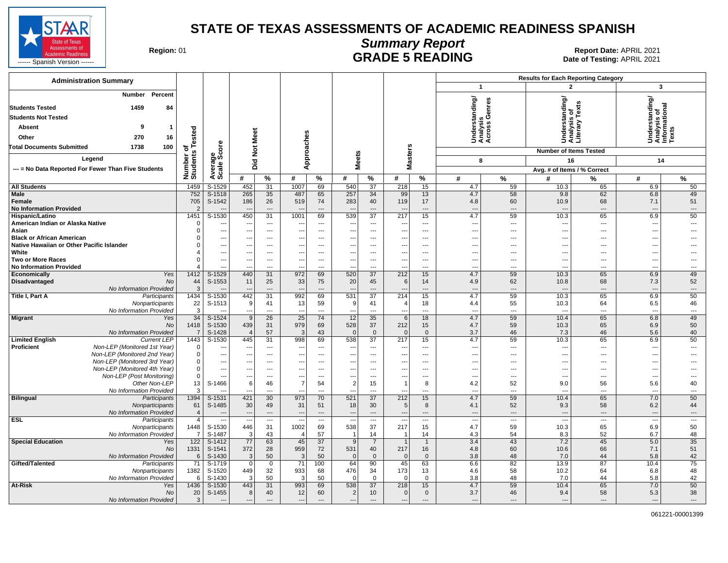# STATE OF TEXAS ASSESSMENTS OF ACADEMIC READINESS SPANISH

## Summary Report

## GRADE 5 READING

STAAR State of Texas Assessments of Academic Readiness ------ Spanish Version ------

**Region:** 01

**Report Date:** APRIL 2021
**Date of Testing:** APRIL 2021

| Administration Summary | Number | Percent |
|---|---|---|
| Students Tested | 1459 | 84 |
| Students Not Tested | | |
| Absent | 9 | 1 |
| Other | 270 | 16 |
| Total Documents Submitted | 1738 | 100 |

Legend
--- = No Data Reported For Fewer Than Five Students

Results for Each Reporting Category: 1 = Understanding/Analysis Across Genres (Number of Items Tested: 8); 2 = Understanding/Analysis of Literary Texts (Number of Items Tested: 16); 3 = Understanding/Analysis of Informational Texts (Number of Items Tested: 14). Avg. # of Items / % Correct.

| Group | | Number of Students Tested | Average Scale Score | Did Not Meet # | Did Not Meet % | Approaches # | Approaches % | Meets # | Meets % | Masters # | Masters % | Cat 1 # | Cat 1 % | Cat 2 # | Cat 2 % | Cat 3 # | Cat 3 % |
|---|---|---|---|---|---|---|---|---|---|---|---|---|---|---|---|---|---|
| All Students | | 1459 | S-1529 | 452 | 31 | 1007 | 69 | 540 | 37 | 218 | 15 | 4.7 | 59 | 10.3 | 65 | 6.9 | 50 |
| Male | | 752 | S-1518 | 265 | 35 | 487 | 65 | 257 | 34 | 99 | 13 | 4.7 | 58 | 9.8 | 62 | 6.8 | 49 |
| Female | | 705 | S-1542 | 186 | 26 | 519 | 74 | 283 | 40 | 119 | 17 | 4.8 | 60 | 10.9 | 68 | 7.1 | 51 |
| No Information Provided | | 2 | --- | --- | --- | --- | --- | --- | --- | --- | --- | --- | --- | --- | --- | --- | --- |
| Hispanic/Latino | | 1451 | S-1530 | 450 | 31 | 1001 | 69 | 539 | 37 | 217 | 15 | 4.7 | 59 | 10.3 | 65 | 6.9 | 50 |
| American Indian or Alaska Native | | 0 | --- | --- | --- | --- | --- | --- | --- | --- | --- | --- | --- | --- | --- | --- | --- |
| Asian | | 0 | --- | --- | --- | --- | --- | --- | --- | --- | --- | --- | --- | --- | --- | --- | --- |
| Black or African American | | 0 | --- | --- | --- | --- | --- | --- | --- | --- | --- | --- | --- | --- | --- | --- | --- |
| Native Hawaiian or Other Pacific Islander | | 0 | --- | --- | --- | --- | --- | --- | --- | --- | --- | --- | --- | --- | --- | --- | --- |
| White | | 4 | --- | --- | --- | --- | --- | --- | --- | --- | --- | --- | --- | --- | --- | --- | --- |
| Two or More Races | | 0 | --- | --- | --- | --- | --- | --- | --- | --- | --- | --- | --- | --- | --- | --- | --- |
| No Information Provided | | 4 | --- | --- | --- | --- | --- | --- | --- | --- | --- | --- | --- | --- | --- | --- | --- |
| Economically Disadvantaged | Yes | 1412 | S-1529 | 440 | 31 | 972 | 69 | 520 | 37 | 212 | 15 | 4.7 | 59 | 10.3 | 65 | 6.9 | 49 |
| | No | 44 | S-1553 | 11 | 25 | 33 | 75 | 20 | 45 | 6 | 14 | 4.9 | 62 | 10.8 | 68 | 7.3 | 52 |
| | No Information Provided | 3 | --- | --- | --- | --- | --- | --- | --- | --- | --- | --- | --- | --- | --- | --- | --- |
| Title I, Part A | Participants | 1434 | S-1530 | 442 | 31 | 992 | 69 | 531 | 37 | 214 | 15 | 4.7 | 59 | 10.3 | 65 | 6.9 | 50 |
| | Nonparticipants | 22 | S-1513 | 9 | 41 | 13 | 59 | 9 | 41 | 4 | 18 | 4.4 | 55 | 10.3 | 64 | 6.5 | 46 |
| | No Information Provided | 3 | --- | --- | --- | --- | --- | --- | --- | --- | --- | --- | --- | --- | --- | --- | --- |
| Migrant | Yes | 34 | S-1524 | 9 | 26 | 25 | 74 | 12 | 35 | 6 | 18 | 4.7 | 59 | 10.4 | 65 | 6.8 | 49 |
| | No | 1418 | S-1530 | 439 | 31 | 979 | 69 | 528 | 37 | 212 | 15 | 4.7 | 59 | 10.3 | 65 | 6.9 | 50 |
| | No Information Provided | 7 | S-1428 | 4 | 57 | 3 | 43 | 0 | 0 | 0 | 0 | 3.7 | 46 | 7.3 | 46 | 5.6 | 40 |
| Limited English Proficient | Current LEP | 1443 | S-1530 | 445 | 31 | 998 | 69 | 538 | 37 | 217 | 15 | 4.7 | 59 | 10.3 | 65 | 6.9 | 50 |
| | Non-LEP (Monitored 1st Year) | 0 | --- | --- | --- | --- | --- | --- | --- | --- | --- | --- | --- | --- | --- | --- | --- |
| | Non-LEP (Monitored 2nd Year) | 0 | --- | --- | --- | --- | --- | --- | --- | --- | --- | --- | --- | --- | --- | --- | --- |
| | Non-LEP (Monitored 3rd Year) | 0 | --- | --- | --- | --- | --- | --- | --- | --- | --- | --- | --- | --- | --- | --- | --- |
| | Non-LEP (Monitored 4th Year) | 0 | --- | --- | --- | --- | --- | --- | --- | --- | --- | --- | --- | --- | --- | --- | --- |
| | Non-LEP (Post Monitoring) | 0 | --- | --- | --- | --- | --- | --- | --- | --- | --- | --- | --- | --- | --- | --- | --- |
| | Other Non-LEP | 13 | S-1466 | 6 | 46 | 7 | 54 | 2 | 15 | 1 | 8 | 4.2 | 52 | 9.0 | 56 | 5.6 | 40 |
| | No Information Provided | 3 | --- | --- | --- | --- | --- | --- | --- | --- | --- | --- | --- | --- | --- | --- | --- |
| Bilingual | Participants | 1394 | S-1531 | 421 | 30 | 973 | 70 | 521 | 37 | 212 | 15 | 4.7 | 59 | 10.4 | 65 | 7.0 | 50 |
| | Nonparticipants | 61 | S-1485 | 30 | 49 | 31 | 51 | 18 | 30 | 5 | 8 | 4.1 | 52 | 9.3 | 58 | 6.2 | 44 |
| | No Information Provided | 4 | --- | --- | --- | --- | --- | --- | --- | --- | --- | --- | --- | --- | --- | --- | --- |
| ESL | Participants | 4 | --- | --- | --- | --- | --- | --- | --- | --- | --- | --- | --- | --- | --- | --- | --- |
| | Nonparticipants | 1448 | S-1530 | 446 | 31 | 1002 | 69 | 538 | 37 | 217 | 15 | 4.7 | 59 | 10.3 | 65 | 6.9 | 50 |
| | No Information Provided | 7 | S-1487 | 3 | 43 | 4 | 57 | 1 | 14 | 1 | 14 | 4.3 | 54 | 8.3 | 52 | 6.7 | 48 |
| Special Education | Yes | 122 | S-1412 | 77 | 63 | 45 | 37 | 9 | 7 | 1 | 1 | 3.4 | 43 | 7.2 | 45 | 5.0 | 35 |
| | No | 1331 | S-1541 | 372 | 28 | 959 | 72 | 531 | 40 | 217 | 16 | 4.8 | 60 | 10.6 | 66 | 7.1 | 51 |
| | No Information Provided | 6 | S-1430 | 3 | 50 | 3 | 50 | 0 | 0 | 0 | 0 | 3.8 | 48 | 7.0 | 44 | 5.8 | 42 |
| Gifted/Talented | Participants | 71 | S-1719 | 0 | 0 | 71 | 100 | 64 | 90 | 45 | 63 | 6.6 | 82 | 13.9 | 87 | 10.4 | 75 |
| | Nonparticipants | 1382 | S-1520 | 449 | 32 | 933 | 68 | 476 | 34 | 173 | 13 | 4.6 | 58 | 10.2 | 64 | 6.8 | 48 |
| | No Information Provided | 6 | S-1430 | 3 | 50 | 3 | 50 | 0 | 0 | 0 | 0 | 3.8 | 48 | 7.0 | 44 | 5.8 | 42 |
| At-Risk | Yes | 1436 | S-1530 | 443 | 31 | 993 | 69 | 538 | 37 | 218 | 15 | 4.7 | 59 | 10.4 | 65 | 7.0 | 50 |
| | No | 20 | S-1455 | 8 | 40 | 12 | 60 | 2 | 10 | 0 | 0 | 3.7 | 46 | 9.4 | 58 | 5.3 | 38 |
| | No Information Provided | 3 | --- | --- | --- | --- | --- | --- | --- | --- | --- | --- | --- | --- | --- | --- | --- |

061221-00001399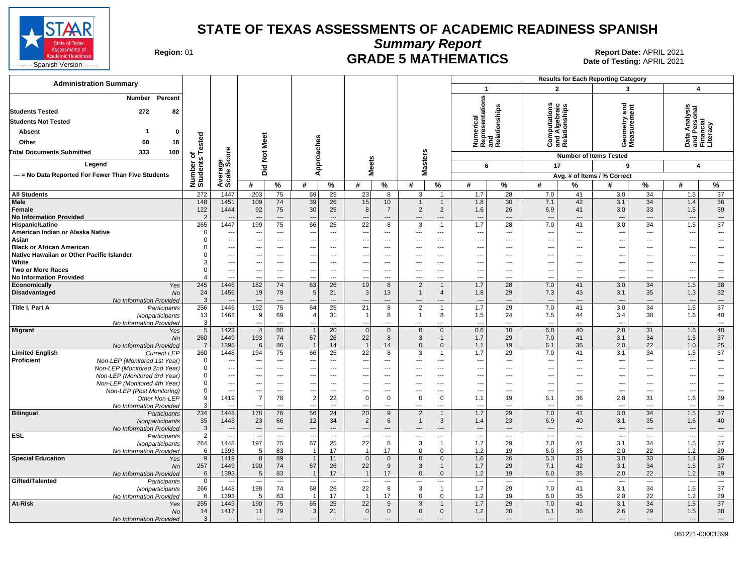# STATE OF TEXAS ASSESSMENTS OF ACADEMIC READINESS SPANISH

## Summary Report

## GRADE 5 MATHEMATICS

Region: 01

Report Date: APRIL 2021
Date of Testing: APRIL 2021

------ Spanish Version ------

**Administration Summary**

| | Number | Percent |
|---|---|---|
| Students Tested | 272 | 82 |
| Students Not Tested | | |
| Absent | 1 | 0 |
| Other | 60 | 18 |
| Total Documents Submitted | 333 | 100 |

Legend

--- = No Data Reported For Fewer Than Five Students

Results for Each Reporting Category: 1 – Numerical Representations and Relationships (6 items); 2 – Computations and Algebraic Relationships (17 items); 3 – Geometry and Measurement (9 items); 4 – Data Analysis and Personal Financial Literacy (4 items). Reporting category columns show Avg. # of Items / % Correct.

| Group | | Number of Students Tested | Average Scale Score | Did Not Meet # | Did Not Meet % | Approaches # | Approaches % | Meets # | Meets % | Masters # | Masters % | Cat 1 # | Cat 1 % | Cat 2 # | Cat 2 % | Cat 3 # | Cat 3 % | Cat 4 # | Cat 4 % |
|---|---|---|---|---|---|---|---|---|---|---|---|---|---|---|---|---|---|---|---|
| All Students | | 272 | 1447 | 203 | 75 | 69 | 25 | 23 | 8 | 3 | 1 | 1.7 | 28 | 7.0 | 41 | 3.0 | 34 | 1.5 | 37 |
| Male | | 148 | 1451 | 109 | 74 | 39 | 26 | 15 | 10 | 1 | 1 | 1.8 | 30 | 7.1 | 42 | 3.1 | 34 | 1.4 | 36 |
| Female | | 122 | 1444 | 92 | 75 | 30 | 25 | 8 | 7 | 2 | 2 | 1.6 | 26 | 6.9 | 41 | 3.0 | 33 | 1.5 | 39 |
| No Information Provided | | 2 | --- | --- | --- | --- | --- | --- | --- | --- | --- | --- | --- | --- | --- | --- | --- | --- | --- |
| Hispanic/Latino | | 265 | 1447 | 199 | 75 | 66 | 25 | 22 | 8 | 3 | 1 | 1.7 | 28 | 7.0 | 41 | 3.0 | 34 | 1.5 | 37 |
| American Indian or Alaska Native | | 0 | --- | --- | --- | --- | --- | --- | --- | --- | --- | --- | --- | --- | --- | --- | --- | --- | --- |
| Asian | | 0 | --- | --- | --- | --- | --- | --- | --- | --- | --- | --- | --- | --- | --- | --- | --- | --- | --- |
| Black or African American | | 0 | --- | --- | --- | --- | --- | --- | --- | --- | --- | --- | --- | --- | --- | --- | --- | --- | --- |
| Native Hawaiian or Other Pacific Islander | | 0 | --- | --- | --- | --- | --- | --- | --- | --- | --- | --- | --- | --- | --- | --- | --- | --- | --- |
| White | | 3 | --- | --- | --- | --- | --- | --- | --- | --- | --- | --- | --- | --- | --- | --- | --- | --- | --- |
| Two or More Races | | 0 | --- | --- | --- | --- | --- | --- | --- | --- | --- | --- | --- | --- | --- | --- | --- | --- | --- |
| No Information Provided | | 4 | --- | --- | --- | --- | --- | --- | --- | --- | --- | --- | --- | --- | --- | --- | --- | --- | --- |
| Economically Disadvantaged | Yes | 245 | 1446 | 182 | 74 | 63 | 26 | 19 | 8 | 2 | 1 | 1.7 | 28 | 7.0 | 41 | 3.0 | 34 | 1.5 | 38 |
| | No | 24 | 1456 | 19 | 79 | 5 | 21 | 3 | 13 | 1 | 4 | 1.8 | 29 | 7.3 | 43 | 3.1 | 35 | 1.3 | 32 |
| | No Information Provided | 3 | --- | --- | --- | --- | --- | --- | --- | --- | --- | --- | --- | --- | --- | --- | --- | --- | --- |
| Title I, Part A | Participants | 256 | 1446 | 192 | 75 | 64 | 25 | 21 | 8 | 2 | 1 | 1.7 | 29 | 7.0 | 41 | 3.0 | 34 | 1.5 | 37 |
| | Nonparticipants | 13 | 1462 | 9 | 69 | 4 | 31 | 1 | 8 | 1 | 8 | 1.5 | 24 | 7.5 | 44 | 3.4 | 38 | 1.6 | 40 |
| | No Information Provided | 3 | --- | --- | --- | --- | --- | --- | --- | --- | --- | --- | --- | --- | --- | --- | --- | --- | --- |
| Migrant | Yes | 5 | 1423 | 4 | 80 | 1 | 20 | 0 | 0 | 0 | 0 | 0.6 | 10 | 6.8 | 40 | 2.8 | 31 | 1.6 | 40 |
| | No | 260 | 1449 | 193 | 74 | 67 | 26 | 22 | 8 | 3 | 1 | 1.7 | 29 | 7.0 | 41 | 3.1 | 34 | 1.5 | 37 |
| | No Information Provided | 7 | 1395 | 6 | 86 | 1 | 14 | 1 | 14 | 0 | 0 | 1.1 | 19 | 6.1 | 36 | 2.0 | 22 | 1.0 | 25 |
| Limited English Proficient | Current LEP | 260 | 1448 | 194 | 75 | 66 | 25 | 22 | 8 | 3 | 1 | 1.7 | 29 | 7.0 | 41 | 3.1 | 34 | 1.5 | 37 |
| | Non-LEP (Monitored 1st Year) | 0 | --- | --- | --- | --- | --- | --- | --- | --- | --- | --- | --- | --- | --- | --- | --- | --- | --- |
| | Non-LEP (Monitored 2nd Year) | 0 | --- | --- | --- | --- | --- | --- | --- | --- | --- | --- | --- | --- | --- | --- | --- | --- | --- |
| | Non-LEP (Monitored 3rd Year) | 0 | --- | --- | --- | --- | --- | --- | --- | --- | --- | --- | --- | --- | --- | --- | --- | --- | --- |
| | Non-LEP (Monitored 4th Year) | 0 | --- | --- | --- | --- | --- | --- | --- | --- | --- | --- | --- | --- | --- | --- | --- | --- | --- |
| | Non-LEP (Post Monitoring) | 0 | --- | --- | --- | --- | --- | --- | --- | --- | --- | --- | --- | --- | --- | --- | --- | --- | --- |
| | Other Non-LEP | 9 | 1419 | 7 | 78 | 2 | 22 | 0 | 0 | 0 | 0 | 1.1 | 19 | 6.1 | 36 | 2.8 | 31 | 1.6 | 39 |
| | No Information Provided | 3 | --- | --- | --- | --- | --- | --- | --- | --- | --- | --- | --- | --- | --- | --- | --- | --- | --- |
| Bilingual | Participants | 234 | 1448 | 178 | 76 | 56 | 24 | 20 | 9 | 2 | 1 | 1.7 | 29 | 7.0 | 41 | 3.0 | 34 | 1.5 | 37 |
| | Nonparticipants | 35 | 1443 | 23 | 66 | 12 | 34 | 2 | 6 | 1 | 3 | 1.4 | 23 | 6.9 | 40 | 3.1 | 35 | 1.6 | 40 |
| | No Information Provided | 3 | --- | --- | --- | --- | --- | --- | --- | --- | --- | --- | --- | --- | --- | --- | --- | --- | --- |
| ESL | Participants | 2 | --- | --- | --- | --- | --- | --- | --- | --- | --- | --- | --- | --- | --- | --- | --- | --- | --- |
| | Nonparticipants | 264 | 1448 | 197 | 75 | 67 | 25 | 22 | 8 | 3 | 1 | 1.7 | 29 | 7.0 | 41 | 3.1 | 34 | 1.5 | 37 |
| | No Information Provided | 6 | 1393 | 5 | 83 | 1 | 17 | 1 | 17 | 0 | 0 | 1.2 | 19 | 6.0 | 35 | 2.0 | 22 | 1.2 | 29 |
| Special Education | Yes | 9 | 1419 | 8 | 89 | 1 | 11 | 0 | 0 | 0 | 0 | 1.6 | 26 | 5.3 | 31 | 3.0 | 33 | 1.4 | 36 |
| | No | 257 | 1449 | 190 | 74 | 67 | 26 | 22 | 9 | 3 | 1 | 1.7 | 29 | 7.1 | 42 | 3.1 | 34 | 1.5 | 37 |
| | No Information Provided | 6 | 1393 | 5 | 83 | 1 | 17 | 1 | 17 | 0 | 0 | 1.2 | 19 | 6.0 | 35 | 2.0 | 22 | 1.2 | 29 |
| Gifted/Talented | Participants | 0 | --- | --- | --- | --- | --- | --- | --- | --- | --- | --- | --- | --- | --- | --- | --- | --- | --- |
| | Nonparticipants | 266 | 1448 | 198 | 74 | 68 | 26 | 22 | 8 | 3 | 1 | 1.7 | 29 | 7.0 | 41 | 3.1 | 34 | 1.5 | 37 |
| | No Information Provided | 6 | 1393 | 5 | 83 | 1 | 17 | 1 | 17 | 0 | 0 | 1.2 | 19 | 6.0 | 35 | 2.0 | 22 | 1.2 | 29 |
| At-Risk | Yes | 255 | 1449 | 190 | 75 | 65 | 25 | 22 | 9 | 3 | 1 | 1.7 | 29 | 7.0 | 41 | 3.1 | 34 | 1.5 | 37 |
| | No | 14 | 1417 | 11 | 79 | 3 | 21 | 0 | 0 | 0 | 0 | 1.2 | 20 | 6.1 | 36 | 2.6 | 29 | 1.5 | 38 |
| | No Information Provided | 3 | --- | --- | --- | --- | --- | --- | --- | --- | --- | --- | --- | --- | --- | --- | --- | --- | --- |

061221-00001399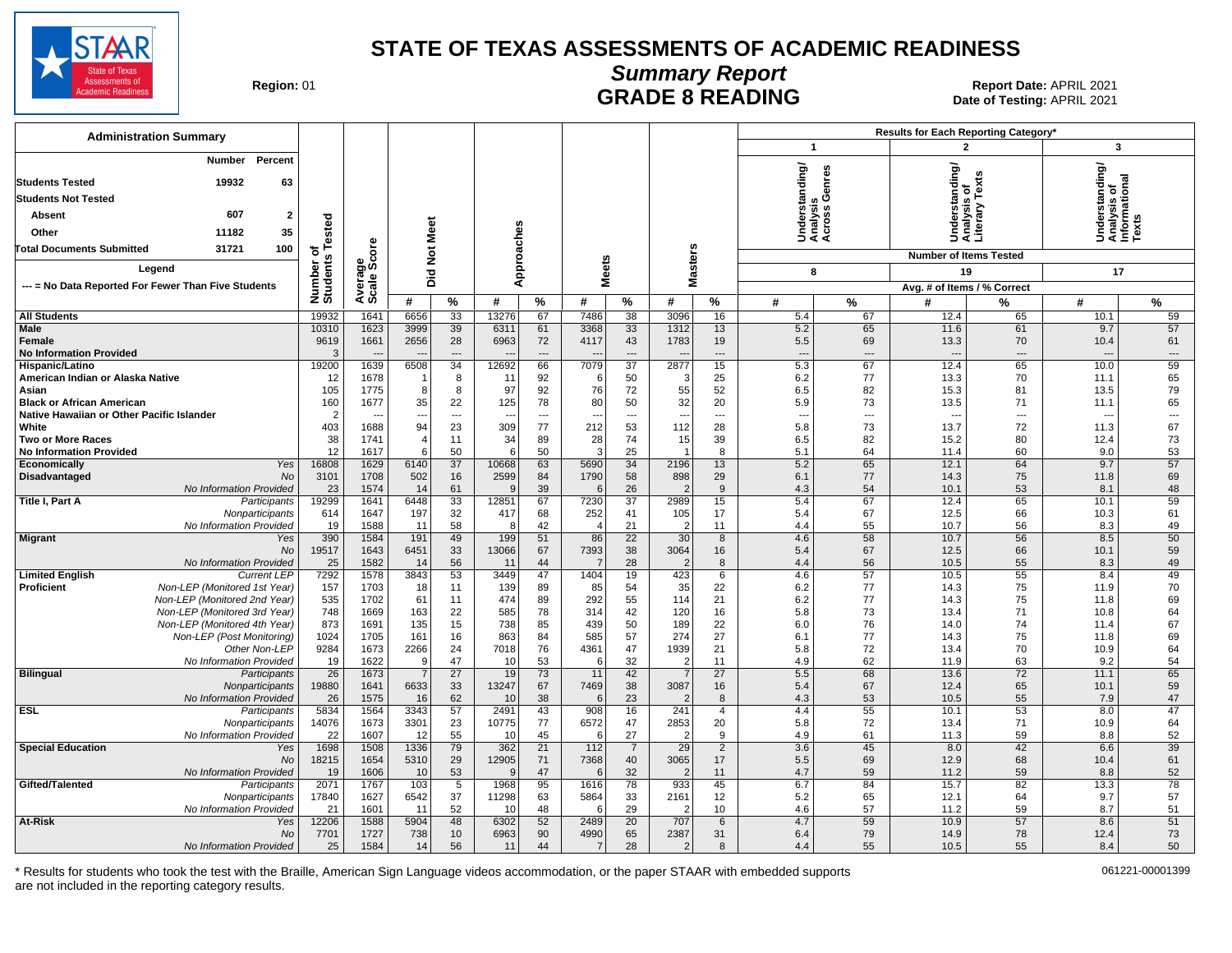# STATE OF TEXAS ASSESSMENTS OF ACADEMIC READINESS

## Summary Report

## GRADE 8 READING

**Region:** 01

**Report Date:** APRIL 2021
**Date of Testing:** APRIL 2021

### Administration Summary

| | Number | Percent |
|---|---|---|
| Students Tested | 19932 | 63 |
| Students Not Tested | | |
| Absent | 607 | 2 |
| Other | 11182 | 35 |
| Total Documents Submitted | 31721 | 100 |

Legend

--- = No Data Reported For Fewer Than Five Students

| | | Number of Students Tested | Average Scale Score | Did Not Meet # | Did Not Meet % | Approaches # | Approaches % | Meets # | Meets % | Masters # | Masters % | 1 Understanding/ Analysis Across Genres (8 items) # | 1 % | 2 Understanding/ Analysis of Literary Texts (19 items) # | 2 % | 3 Understanding/ Analysis of Informational Texts (17 items) # | 3 % |
|---|---|---|---|---|---|---|---|---|---|---|---|---|---|---|---|---|---|
| All Students | | 19932 | 1641 | 6656 | 33 | 13276 | 67 | 7486 | 38 | 3096 | 16 | 5.4 | 67 | 12.4 | 65 | 10.1 | 59 |
| Male | | 10310 | 1623 | 3999 | 39 | 6311 | 61 | 3368 | 33 | 1312 | 13 | 5.2 | 65 | 11.6 | 61 | 9.7 | 57 |
| Female | | 9619 | 1661 | 2656 | 28 | 6963 | 72 | 4117 | 43 | 1783 | 19 | 5.5 | 69 | 13.3 | 70 | 10.4 | 61 |
| No Information Provided | | 3 | --- | --- | --- | --- | --- | --- | --- | --- | --- | --- | --- | --- | --- | --- | --- |
| Hispanic/Latino | | 19200 | 1639 | 6508 | 34 | 12692 | 66 | 7079 | 37 | 2877 | 15 | 5.3 | 67 | 12.4 | 65 | 10.0 | 59 |
| American Indian or Alaska Native | | 12 | 1678 | 1 | 8 | 11 | 92 | 6 | 50 | 3 | 25 | 6.2 | 77 | 13.3 | 70 | 11.1 | 65 |
| Asian | | 105 | 1775 | 8 | 8 | 97 | 92 | 76 | 72 | 55 | 52 | 6.5 | 82 | 15.3 | 81 | 13.5 | 79 |
| Black or African American | | 160 | 1677 | 35 | 22 | 125 | 78 | 80 | 50 | 32 | 20 | 5.9 | 73 | 13.5 | 71 | 11.1 | 65 |
| Native Hawaiian or Other Pacific Islander | | 2 | --- | --- | --- | --- | --- | --- | --- | --- | --- | --- | --- | --- | --- | --- | --- |
| White | | 403 | 1688 | 94 | 23 | 309 | 77 | 212 | 53 | 112 | 28 | 5.8 | 73 | 13.7 | 72 | 11.3 | 67 |
| Two or More Races | | 38 | 1741 | 4 | 11 | 34 | 89 | 28 | 74 | 15 | 39 | 6.5 | 82 | 15.2 | 80 | 12.4 | 73 |
| No Information Provided | | 12 | 1617 | 6 | 50 | 6 | 50 | 3 | 25 | 1 | 8 | 5.1 | 64 | 11.4 | 60 | 9.0 | 53 |
| Economically Disadvantaged | Yes | 16808 | 1629 | 6140 | 37 | 10668 | 63 | 5690 | 34 | 2196 | 13 | 5.2 | 65 | 12.1 | 64 | 9.7 | 57 |
| | No | 3101 | 1708 | 502 | 16 | 2599 | 84 | 1790 | 58 | 898 | 29 | 6.1 | 77 | 14.3 | 75 | 11.8 | 69 |
| | No Information Provided | 23 | 1574 | 14 | 61 | 9 | 39 | 6 | 26 | 2 | 9 | 4.3 | 54 | 10.1 | 53 | 8.1 | 48 |
| Title I, Part A | Participants | 19299 | 1641 | 6448 | 33 | 12851 | 67 | 7230 | 37 | 2989 | 15 | 5.4 | 67 | 12.4 | 65 | 10.1 | 59 |
| | Nonparticipants | 614 | 1647 | 197 | 32 | 417 | 68 | 252 | 41 | 105 | 17 | 5.4 | 67 | 12.5 | 66 | 10.3 | 61 |
| | No Information Provided | 19 | 1588 | 11 | 58 | 8 | 42 | 4 | 21 | 2 | 11 | 4.4 | 55 | 10.7 | 56 | 8.3 | 49 |
| Migrant | Yes | 390 | 1584 | 191 | 49 | 199 | 51 | 86 | 22 | 30 | 8 | 4.6 | 58 | 10.7 | 56 | 8.5 | 50 |
| | No | 19517 | 1643 | 6451 | 33 | 13066 | 67 | 7393 | 38 | 3064 | 16 | 5.4 | 67 | 12.5 | 66 | 10.1 | 59 |
| | No Information Provided | 25 | 1582 | 14 | 56 | 11 | 44 | 7 | 28 | 2 | 8 | 4.4 | 56 | 10.5 | 55 | 8.3 | 49 |
| Limited English Proficient | Current LEP | 7292 | 1578 | 3843 | 53 | 3449 | 47 | 1404 | 19 | 423 | 6 | 4.6 | 57 | 10.5 | 55 | 8.4 | 49 |
| | Non-LEP (Monitored 1st Year) | 157 | 1703 | 18 | 11 | 139 | 89 | 85 | 54 | 35 | 22 | 6.2 | 77 | 14.3 | 75 | 11.9 | 70 |
| | Non-LEP (Monitored 2nd Year) | 535 | 1702 | 61 | 11 | 474 | 89 | 292 | 55 | 114 | 21 | 6.2 | 77 | 14.3 | 75 | 11.8 | 69 |
| | Non-LEP (Monitored 3rd Year) | 748 | 1669 | 163 | 22 | 585 | 78 | 314 | 42 | 120 | 16 | 5.8 | 73 | 13.4 | 71 | 10.8 | 64 |
| | Non-LEP (Monitored 4th Year) | 873 | 1691 | 135 | 15 | 738 | 85 | 439 | 50 | 189 | 22 | 6.0 | 76 | 14.0 | 74 | 11.4 | 67 |
| | Non-LEP (Post Monitoring) | 1024 | 1705 | 161 | 16 | 863 | 84 | 585 | 57 | 274 | 27 | 6.1 | 77 | 14.3 | 75 | 11.8 | 69 |
| | Other Non-LEP | 9284 | 1673 | 2266 | 24 | 7018 | 76 | 4361 | 47 | 1939 | 21 | 5.8 | 72 | 13.4 | 70 | 10.9 | 64 |
| | No Information Provided | 19 | 1622 | 9 | 47 | 10 | 53 | 6 | 32 | 2 | 11 | 4.9 | 62 | 11.9 | 63 | 9.2 | 54 |
| Bilingual | Participants | 26 | 1673 | 7 | 27 | 19 | 73 | 11 | 42 | 7 | 27 | 5.5 | 68 | 13.6 | 72 | 11.1 | 65 |
| | Nonparticipants | 19880 | 1641 | 6633 | 33 | 13247 | 67 | 7469 | 38 | 3087 | 16 | 5.4 | 67 | 12.4 | 65 | 10.1 | 59 |
| | No Information Provided | 26 | 1575 | 16 | 62 | 10 | 38 | 6 | 23 | 2 | 8 | 4.3 | 53 | 10.5 | 55 | 7.9 | 47 |
| ESL | Participants | 5834 | 1564 | 3343 | 57 | 2491 | 43 | 908 | 16 | 241 | 4 | 4.4 | 55 | 10.1 | 53 | 8.0 | 47 |
| | Nonparticipants | 14076 | 1673 | 3301 | 23 | 10775 | 77 | 6572 | 47 | 2853 | 20 | 5.8 | 72 | 13.4 | 71 | 10.9 | 64 |
| | No Information Provided | 22 | 1607 | 12 | 55 | 10 | 45 | 6 | 27 | 2 | 9 | 4.9 | 61 | 11.3 | 59 | 8.8 | 52 |
| Special Education | Yes | 1698 | 1508 | 1336 | 79 | 362 | 21 | 112 | 7 | 29 | 2 | 3.6 | 45 | 8.0 | 42 | 6.6 | 39 |
| | No | 18215 | 1654 | 5310 | 29 | 12905 | 71 | 7368 | 40 | 3065 | 17 | 5.5 | 69 | 12.9 | 68 | 10.4 | 61 |
| | No Information Provided | 19 | 1606 | 10 | 53 | 9 | 47 | 6 | 32 | 2 | 11 | 4.7 | 59 | 11.2 | 59 | 8.8 | 52 |
| Gifted/Talented | Participants | 2071 | 1767 | 103 | 5 | 1968 | 95 | 1616 | 78 | 933 | 45 | 6.7 | 84 | 15.7 | 82 | 13.3 | 78 |
| | Nonparticipants | 17840 | 1627 | 6542 | 37 | 11298 | 63 | 5864 | 33 | 2161 | 12 | 5.2 | 65 | 12.1 | 64 | 9.7 | 57 |
| | No Information Provided | 21 | 1601 | 11 | 52 | 10 | 48 | 6 | 29 | 2 | 10 | 4.6 | 57 | 11.2 | 59 | 8.7 | 51 |
| At-Risk | Yes | 12206 | 1588 | 5904 | 48 | 6302 | 52 | 2489 | 20 | 707 | 6 | 4.7 | 59 | 10.9 | 57 | 8.6 | 51 |
| | No | 7701 | 1727 | 738 | 10 | 6963 | 90 | 4990 | 65 | 2387 | 31 | 6.4 | 79 | 14.9 | 78 | 12.4 | 73 |
| | No Information Provided | 25 | 1584 | 14 | 56 | 11 | 44 | 7 | 28 | 2 | 8 | 4.4 | 55 | 10.5 | 55 | 8.4 | 50 |

Reporting category columns show Avg. # of Items / % Correct.

\* Results for students who took the test with the Braille, American Sign Language videos accommodation, or the paper STAAR with embedded supports are not included in the reporting category results.

061221-00001399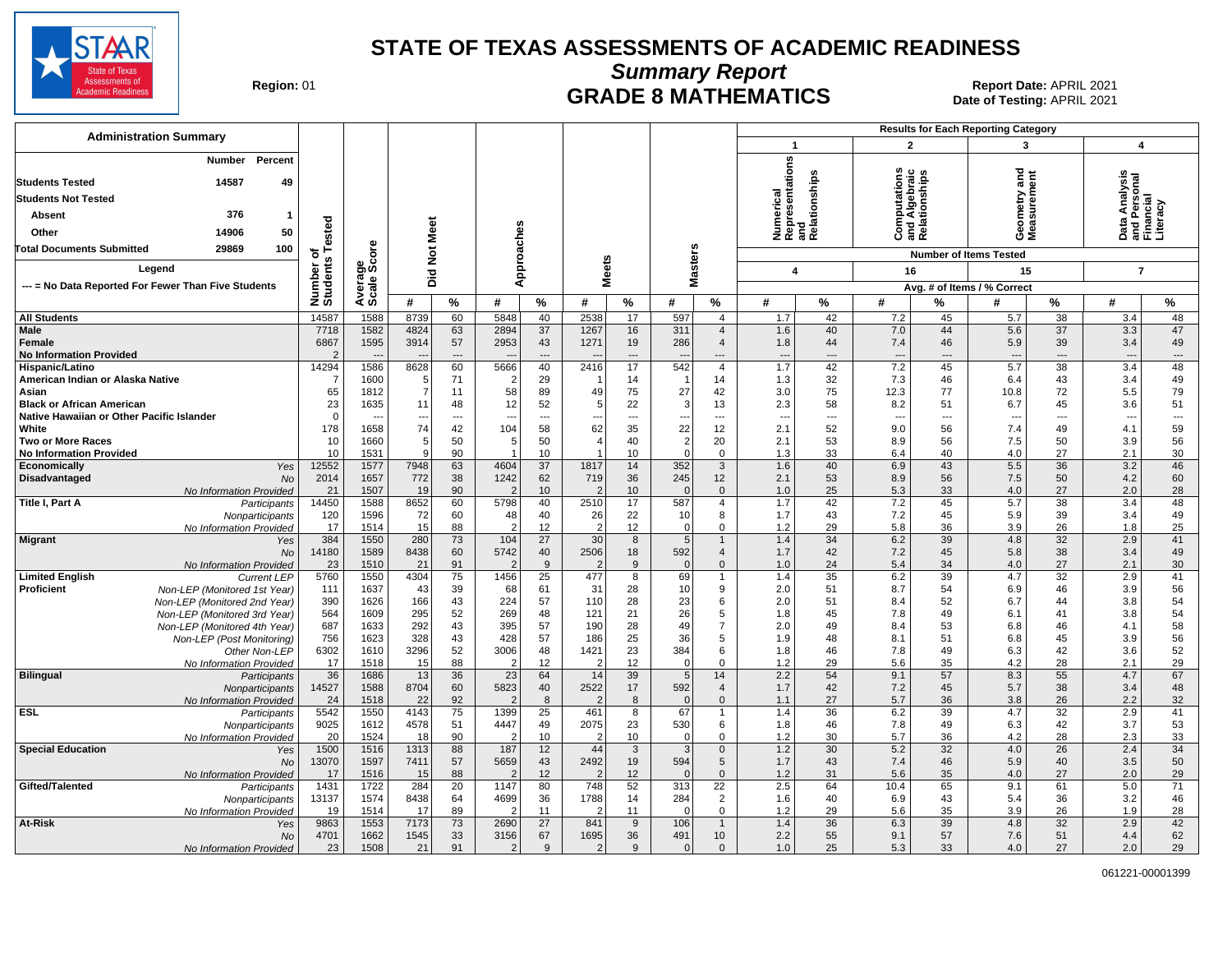# STATE OF TEXAS ASSESSMENTS OF ACADEMIC READINESS

## Summary Report

## GRADE 8 MATHEMATICS

**Region:** 01

**Report Date:** APRIL 2021
**Date of Testing:** APRIL 2021

### Administration Summary

| | Number | Percent |
|---|---|---|
| Students Tested | 14587 | 49 |
| Students Not Tested | | |
| Absent | 376 | 1 |
| Other | 14906 | 50 |
| Total Documents Submitted | 29869 | 100 |

Legend: --- = No Data Reported For Fewer Than Five Students

Results for Each Reporting Category:
1. Numerical Representations and Relationships (Number of Items Tested: 4)
2. Computations and Algebraic Relationships (Number of Items Tested: 16)
3. Geometry and Measurement (Number of Items Tested: 15)
4. Data Analysis and Personal Financial Literacy (Number of Items Tested: 7)

| Group | | Number of Students Tested | Average Scale Score | Did Not Meet # | Did Not Meet % | Approaches # | Approaches % | Meets # | Meets % | Masters # | Masters % | Cat. 1 Avg. # | Cat. 1 % | Cat. 2 Avg. # | Cat. 2 % | Cat. 3 Avg. # | Cat. 3 % | Cat. 4 Avg. # | Cat. 4 % |
|---|---|---|---|---|---|---|---|---|---|---|---|---|---|---|---|---|---|---|---|
| All Students | | 14587 | 1588 | 8739 | 60 | 5848 | 40 | 2538 | 17 | 597 | 4 | 1.7 | 42 | 7.2 | 45 | 5.7 | 38 | 3.4 | 48 |
| Male | | 7718 | 1582 | 4824 | 63 | 2894 | 37 | 1267 | 16 | 311 | 4 | 1.6 | 40 | 7.0 | 44 | 5.6 | 37 | 3.3 | 47 |
| Female | | 6867 | 1595 | 3914 | 57 | 2953 | 43 | 1271 | 19 | 286 | 4 | 1.8 | 44 | 7.4 | 46 | 5.9 | 39 | 3.4 | 49 |
| No Information Provided | | 2 | --- | --- | --- | --- | --- | --- | --- | --- | --- | --- | --- | --- | --- | --- | --- | --- | --- |
| Hispanic/Latino | | 14294 | 1586 | 8628 | 60 | 5666 | 40 | 2416 | 17 | 542 | 4 | 1.7 | 42 | 7.2 | 45 | 5.7 | 38 | 3.4 | 48 |
| American Indian or Alaska Native | | 7 | 1600 | 5 | 71 | 2 | 29 | 1 | 14 | 1 | 14 | 1.3 | 32 | 7.3 | 46 | 6.4 | 43 | 3.4 | 49 |
| Asian | | 65 | 1812 | 7 | 11 | 58 | 89 | 49 | 75 | 27 | 42 | 3.0 | 75 | 12.3 | 77 | 10.8 | 72 | 5.5 | 79 |
| Black or African American | | 23 | 1635 | 11 | 48 | 12 | 52 | 5 | 22 | 3 | 13 | 2.3 | 58 | 8.2 | 51 | 6.7 | 45 | 3.6 | 51 |
| Native Hawaiian or Other Pacific Islander | | 0 | --- | --- | --- | --- | --- | --- | --- | --- | --- | --- | --- | --- | --- | --- | --- | --- | --- |
| White | | 178 | 1658 | 74 | 42 | 104 | 58 | 62 | 35 | 22 | 12 | 2.1 | 52 | 9.0 | 56 | 7.4 | 49 | 4.1 | 59 |
| Two or More Races | | 10 | 1660 | 5 | 50 | 5 | 50 | 4 | 40 | 2 | 20 | 2.1 | 53 | 8.9 | 56 | 7.5 | 50 | 3.9 | 56 |
| No Information Provided | | 10 | 1531 | 9 | 90 | 1 | 10 | 1 | 10 | 0 | 0 | 1.3 | 33 | 6.4 | 40 | 4.0 | 27 | 2.1 | 30 |
| Economically Disadvantaged | *Yes* | 12552 | 1577 | 7948 | 63 | 4604 | 37 | 1817 | 14 | 352 | 3 | 1.6 | 40 | 6.9 | 43 | 5.5 | 36 | 3.2 | 46 |
| | *No* | 2014 | 1657 | 772 | 38 | 1242 | 62 | 719 | 36 | 245 | 12 | 2.1 | 53 | 8.9 | 56 | 7.5 | 50 | 4.2 | 60 |
| | *No Information Provided* | 21 | 1507 | 19 | 90 | 2 | 10 | 2 | 10 | 0 | 0 | 1.0 | 25 | 5.3 | 33 | 4.0 | 27 | 2.0 | 28 |
| Title I, Part A | *Participants* | 14450 | 1588 | 8652 | 60 | 5798 | 40 | 2510 | 17 | 587 | 4 | 1.7 | 42 | 7.2 | 45 | 5.7 | 38 | 3.4 | 48 |
| | *Nonparticipants* | 120 | 1596 | 72 | 60 | 48 | 40 | 26 | 22 | 10 | 8 | 1.7 | 43 | 7.2 | 45 | 5.9 | 39 | 3.4 | 49 |
| | *No Information Provided* | 17 | 1514 | 15 | 88 | 2 | 12 | 2 | 12 | 0 | 0 | 1.2 | 29 | 5.8 | 36 | 3.9 | 26 | 1.8 | 25 |
| Migrant | *Yes* | 384 | 1550 | 280 | 73 | 104 | 27 | 30 | 8 | 5 | 1 | 1.4 | 34 | 6.2 | 39 | 4.8 | 32 | 2.9 | 41 |
| | *No* | 14180 | 1589 | 8438 | 60 | 5742 | 40 | 2506 | 18 | 592 | 4 | 1.7 | 42 | 7.2 | 45 | 5.8 | 38 | 3.4 | 49 |
| | *No Information Provided* | 23 | 1510 | 21 | 91 | 2 | 9 | 2 | 9 | 0 | 0 | 1.0 | 24 | 5.4 | 34 | 4.0 | 27 | 2.1 | 30 |
| Limited English Proficient | *Current LEP* | 5760 | 1550 | 4304 | 75 | 1456 | 25 | 477 | 8 | 69 | 1 | 1.4 | 35 | 6.2 | 39 | 4.7 | 32 | 2.9 | 41 |
| | *Non-LEP (Monitored 1st Year)* | 111 | 1637 | 43 | 39 | 68 | 61 | 31 | 28 | 10 | 9 | 2.0 | 51 | 8.7 | 54 | 6.9 | 46 | 3.9 | 56 |
| | *Non-LEP (Monitored 2nd Year)* | 390 | 1626 | 166 | 43 | 224 | 57 | 110 | 28 | 23 | 6 | 2.0 | 51 | 8.4 | 52 | 6.7 | 44 | 3.8 | 54 |
| | *Non-LEP (Monitored 3rd Year)* | 564 | 1609 | 295 | 52 | 269 | 48 | 121 | 21 | 26 | 5 | 1.8 | 45 | 7.8 | 49 | 6.1 | 41 | 3.8 | 54 |
| | *Non-LEP (Monitored 4th Year)* | 687 | 1633 | 292 | 43 | 395 | 57 | 190 | 28 | 49 | 7 | 2.0 | 49 | 8.4 | 53 | 6.8 | 46 | 4.1 | 58 |
| | *Non-LEP (Post Monitoring)* | 756 | 1623 | 328 | 43 | 428 | 57 | 186 | 25 | 36 | 5 | 1.9 | 48 | 8.1 | 51 | 6.8 | 45 | 3.9 | 56 |
| | *Other Non-LEP* | 6302 | 1610 | 3296 | 52 | 3006 | 48 | 1421 | 23 | 384 | 6 | 1.8 | 46 | 7.8 | 49 | 6.3 | 42 | 3.6 | 52 |
| | *No Information Provided* | 17 | 1518 | 15 | 88 | 2 | 12 | 2 | 12 | 0 | 0 | 1.2 | 29 | 5.6 | 35 | 4.2 | 28 | 2.1 | 29 |
| Bilingual | *Participants* | 36 | 1686 | 13 | 36 | 23 | 64 | 14 | 39 | 5 | 14 | 2.2 | 54 | 9.1 | 57 | 8.3 | 55 | 4.7 | 67 |
| | *Nonparticipants* | 14527 | 1588 | 8704 | 60 | 5823 | 40 | 2522 | 17 | 592 | 4 | 1.7 | 42 | 7.2 | 45 | 5.7 | 38 | 3.4 | 48 |
| | *No Information Provided* | 24 | 1518 | 22 | 92 | 2 | 8 | 2 | 8 | 0 | 0 | 1.1 | 27 | 5.7 | 36 | 3.8 | 26 | 2.2 | 32 |
| ESL | *Participants* | 5542 | 1550 | 4143 | 75 | 1399 | 25 | 461 | 8 | 67 | 1 | 1.4 | 36 | 6.2 | 39 | 4.7 | 32 | 2.9 | 41 |
| | *Nonparticipants* | 9025 | 1612 | 4578 | 51 | 4447 | 49 | 2075 | 23 | 530 | 6 | 1.8 | 46 | 7.8 | 49 | 6.3 | 42 | 3.7 | 53 |
| | *No Information Provided* | 20 | 1524 | 18 | 90 | 2 | 10 | 2 | 10 | 0 | 0 | 1.2 | 30 | 5.7 | 36 | 4.2 | 28 | 2.3 | 33 |
| Special Education | *Yes* | 1500 | 1516 | 1313 | 88 | 187 | 12 | 44 | 3 | 3 | 0 | 1.2 | 30 | 5.2 | 32 | 4.0 | 26 | 2.4 | 34 |
| | *No* | 13070 | 1597 | 7411 | 57 | 5659 | 43 | 2492 | 19 | 594 | 5 | 1.7 | 43 | 7.4 | 46 | 5.9 | 40 | 3.5 | 50 |
| | *No Information Provided* | 17 | 1516 | 15 | 88 | 2 | 12 | 2 | 12 | 0 | 0 | 1.2 | 31 | 5.6 | 35 | 4.0 | 27 | 2.0 | 29 |
| Gifted/Talented | *Participants* | 1431 | 1722 | 284 | 20 | 1147 | 80 | 748 | 52 | 313 | 22 | 2.5 | 64 | 10.4 | 65 | 9.1 | 61 | 5.0 | 71 |
| | *Nonparticipants* | 13137 | 1574 | 8438 | 64 | 4699 | 36 | 1788 | 14 | 284 | 2 | 1.6 | 40 | 6.9 | 43 | 5.4 | 36 | 3.2 | 46 |
| | *No Information Provided* | 19 | 1514 | 17 | 89 | 2 | 11 | 2 | 11 | 0 | 0 | 1.2 | 29 | 5.6 | 35 | 3.9 | 26 | 1.9 | 28 |
| At-Risk | *Yes* | 9863 | 1553 | 7173 | 73 | 2690 | 27 | 841 | 9 | 106 | 1 | 1.4 | 36 | 6.3 | 39 | 4.8 | 32 | 2.9 | 42 |
| | *No* | 4701 | 1662 | 1545 | 33 | 3156 | 67 | 1695 | 36 | 491 | 10 | 2.2 | 55 | 9.1 | 57 | 7.6 | 51 | 4.4 | 62 |
| | *No Information Provided* | 23 | 1508 | 21 | 91 | 2 | 9 | 2 | 9 | 0 | 0 | 1.0 | 25 | 5.3 | 33 | 4.0 | 27 | 2.0 | 29 |

061221-00001399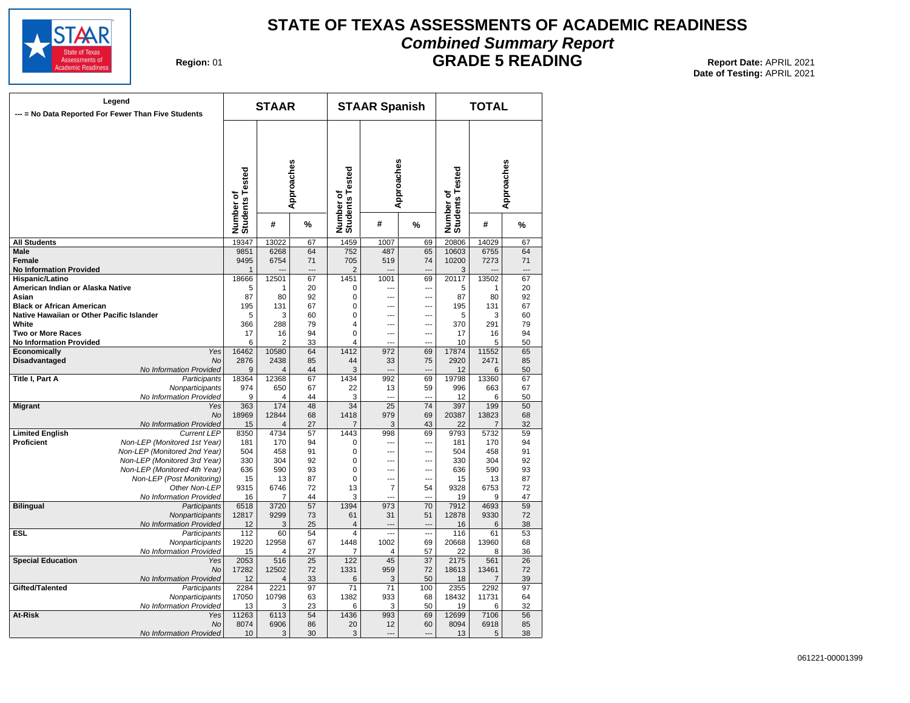# STATE OF TEXAS ASSESSMENTS OF ACADEMIC READINESS

## *Combined Summary Report*

## GRADE 5 READING

**Region:** 01

**Report Date:** APRIL 2021
**Date of Testing:** APRIL 2021

| Legend<br>--- = No Data Reported For Fewer Than Five Students | | STAAR | | | STAAR Spanish | | | TOTAL | | |
|---|---|---|---|---|---|---|---|---|---|---|
| | | Number of Students Tested | Approaches # | Approaches % | Number of Students Tested | Approaches # | Approaches % | Number of Students Tested | Approaches # | Approaches % |
| **All Students** | | 19347 | 13022 | 67 | 1459 | 1007 | 69 | 20806 | 14029 | 67 |
| **Male** | | 9851 | 6268 | 64 | 752 | 487 | 65 | 10603 | 6755 | 64 |
| **Female** | | 9495 | 6754 | 71 | 705 | 519 | 74 | 10200 | 7273 | 71 |
| **No Information Provided** | | 1 | --- | --- | 2 | --- | --- | 3 | --- | --- |
| **Hispanic/Latino** | | 18666 | 12501 | 67 | 1451 | 1001 | 69 | 20117 | 13502 | 67 |
| **American Indian or Alaska Native** | | 5 | 1 | 20 | 0 | --- | --- | 5 | 1 | 20 |
| **Asian** | | 87 | 80 | 92 | 0 | --- | --- | 87 | 80 | 92 |
| **Black or African American** | | 195 | 131 | 67 | 0 | --- | --- | 195 | 131 | 67 |
| **Native Hawaiian or Other Pacific Islander** | | 5 | 3 | 60 | 0 | --- | --- | 5 | 3 | 60 |
| **White** | | 366 | 288 | 79 | 4 | --- | --- | 370 | 291 | 79 |
| **Two or More Races** | | 17 | 16 | 94 | 0 | --- | --- | 17 | 16 | 94 |
| **No Information Provided** | | 6 | 2 | 33 | 4 | --- | --- | 10 | 5 | 50 |
| **Economically Disadvantaged** | *Yes* | 16462 | 10580 | 64 | 1412 | 972 | 69 | 17874 | 11552 | 65 |
| | *No* | 2876 | 2438 | 85 | 44 | 33 | 75 | 2920 | 2471 | 85 |
| | *No Information Provided* | 9 | 4 | 44 | 3 | --- | --- | 12 | 6 | 50 |
| **Title I, Part A** | *Participants* | 18364 | 12368 | 67 | 1434 | 992 | 69 | 19798 | 13360 | 67 |
| | *Nonparticipants* | 974 | 650 | 67 | 22 | 13 | 59 | 996 | 663 | 67 |
| | *No Information Provided* | 9 | 4 | 44 | 3 | --- | --- | 12 | 6 | 50 |
| **Migrant** | *Yes* | 363 | 174 | 48 | 34 | 25 | 74 | 397 | 199 | 50 |
| | *No* | 18969 | 12844 | 68 | 1418 | 979 | 69 | 20387 | 13823 | 68 |
| | *No Information Provided* | 15 | 4 | 27 | 7 | 3 | 43 | 22 | 7 | 32 |
| **Limited English Proficient** | *Current LEP* | 8350 | 4734 | 57 | 1443 | 998 | 69 | 9793 | 5732 | 59 |
| | *Non-LEP (Monitored 1st Year)* | 181 | 170 | 94 | 0 | --- | --- | 181 | 170 | 94 |
| | *Non-LEP (Monitored 2nd Year)* | 504 | 458 | 91 | 0 | --- | --- | 504 | 458 | 91 |
| | *Non-LEP (Monitored 3rd Year)* | 330 | 304 | 92 | 0 | --- | --- | 330 | 304 | 92 |
| | *Non-LEP (Monitored 4th Year)* | 636 | 590 | 93 | 0 | --- | --- | 636 | 590 | 93 |
| | *Non-LEP (Post Monitoring)* | 15 | 13 | 87 | 0 | --- | --- | 15 | 13 | 87 |
| | *Other Non-LEP* | 9315 | 6746 | 72 | 13 | 7 | 54 | 9328 | 6753 | 72 |
| | *No Information Provided* | 16 | 7 | 44 | 3 | --- | --- | 19 | 9 | 47 |
| **Bilingual** | *Participants* | 6518 | 3720 | 57 | 1394 | 973 | 70 | 7912 | 4693 | 59 |
| | *Nonparticipants* | 12817 | 9299 | 73 | 61 | 31 | 51 | 12878 | 9330 | 72 |
| | *No Information Provided* | 12 | 3 | 25 | 4 | --- | --- | 16 | 6 | 38 |
| **ESL** | *Participants* | 112 | 60 | 54 | 4 | --- | --- | 116 | 61 | 53 |
| | *Nonparticipants* | 19220 | 12958 | 67 | 1448 | 1002 | 69 | 20668 | 13960 | 68 |
| | *No Information Provided* | 15 | 4 | 27 | 7 | 4 | 57 | 22 | 8 | 36 |
| **Special Education** | *Yes* | 2053 | 516 | 25 | 122 | 45 | 37 | 2175 | 561 | 26 |
| | *No* | 17282 | 12502 | 72 | 1331 | 959 | 72 | 18613 | 13461 | 72 |
| | *No Information Provided* | 12 | 4 | 33 | 6 | 3 | 50 | 18 | 7 | 39 |
| **Gifted/Talented** | *Participants* | 2284 | 2221 | 97 | 71 | 71 | 100 | 2355 | 2292 | 97 |
| | *Nonparticipants* | 17050 | 10798 | 63 | 1382 | 933 | 68 | 18432 | 11731 | 64 |
| | *No Information Provided* | 13 | 3 | 23 | 6 | 3 | 50 | 19 | 6 | 32 |
| **At-Risk** | *Yes* | 11263 | 6113 | 54 | 1436 | 993 | 69 | 12699 | 7106 | 56 |
| | *No* | 8074 | 6906 | 86 | 20 | 12 | 60 | 8094 | 6918 | 85 |
| | *No Information Provided* | 10 | 3 | 30 | 3 | --- | --- | 13 | 5 | 38 |

061221-00001399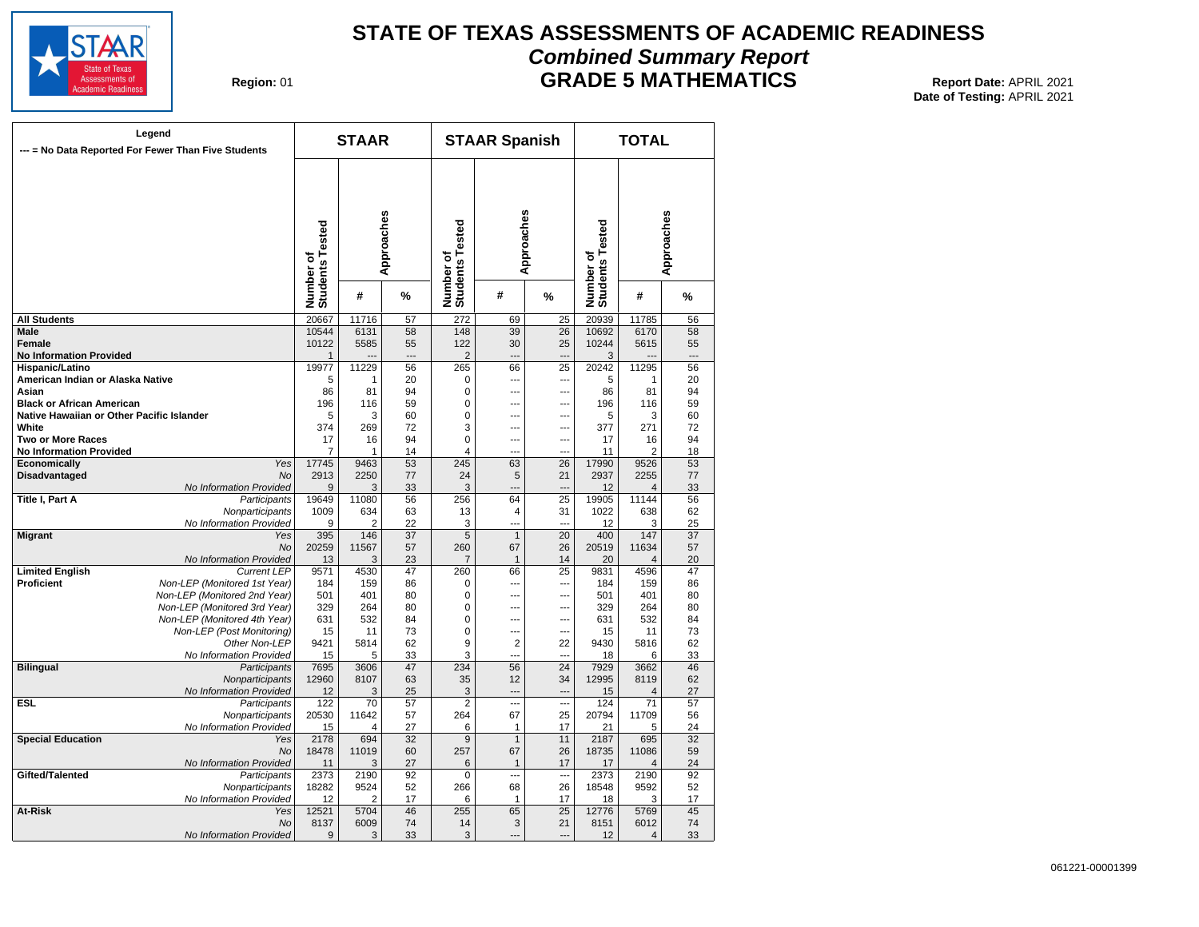# STATE OF TEXAS ASSESSMENTS OF ACADEMIC READINESS

## *Combined Summary Report*

## GRADE 5 MATHEMATICS

**Region:** 01

**Report Date:** APRIL 2021
**Date of Testing:** APRIL 2021

| Legend: --- = No Data Reported For Fewer Than Five Students | | STAAR | | | STAAR Spanish | | | TOTAL | | |
|---|---|---|---|---|---|---|---|---|---|---|
| | | Number of Students Tested | Approaches # | Approaches % | Number of Students Tested | Approaches # | Approaches % | Number of Students Tested | Approaches # | Approaches % |
| **All Students** | | 20667 | 11716 | 57 | 272 | 69 | 25 | 20939 | 11785 | 56 |
| **Male** | | 10544 | 6131 | 58 | 148 | 39 | 26 | 10692 | 6170 | 58 |
| **Female** | | 10122 | 5585 | 55 | 122 | 30 | 25 | 10244 | 5615 | 55 |
| **No Information Provided** | | 1 | --- | --- | 2 | --- | --- | 3 | --- | --- |
| **Hispanic/Latino** | | 19977 | 11229 | 56 | 265 | 66 | 25 | 20242 | 11295 | 56 |
| **American Indian or Alaska Native** | | 5 | 1 | 20 | 0 | --- | --- | 5 | 1 | 20 |
| **Asian** | | 86 | 81 | 94 | 0 | --- | --- | 86 | 81 | 94 |
| **Black or African American** | | 196 | 116 | 59 | 0 | --- | --- | 196 | 116 | 59 |
| **Native Hawaiian or Other Pacific Islander** | | 5 | 3 | 60 | 0 | --- | --- | 5 | 3 | 60 |
| **White** | | 374 | 269 | 72 | 3 | --- | --- | 377 | 271 | 72 |
| **Two or More Races** | | 17 | 16 | 94 | 0 | --- | --- | 17 | 16 | 94 |
| **No Information Provided** | | 7 | 1 | 14 | 4 | --- | --- | 11 | 2 | 18 |
| **Economically Disadvantaged** | *Yes* | 17745 | 9463 | 53 | 245 | 63 | 26 | 17990 | 9526 | 53 |
| | *No* | 2913 | 2250 | 77 | 24 | 5 | 21 | 2937 | 2255 | 77 |
| | *No Information Provided* | 9 | 3 | 33 | 3 | --- | --- | 12 | 4 | 33 |
| **Title I, Part A** | *Participants* | 19649 | 11080 | 56 | 256 | 64 | 25 | 19905 | 11144 | 56 |
| | *Nonparticipants* | 1009 | 634 | 63 | 13 | 4 | 31 | 1022 | 638 | 62 |
| | *No Information Provided* | 9 | 2 | 22 | 3 | --- | --- | 12 | 3 | 25 |
| **Migrant** | *Yes* | 395 | 146 | 37 | 5 | 1 | 20 | 400 | 147 | 37 |
| | *No* | 20259 | 11567 | 57 | 260 | 67 | 26 | 20519 | 11634 | 57 |
| | *No Information Provided* | 13 | 3 | 23 | 7 | 1 | 14 | 20 | 4 | 20 |
| **Limited English Proficient** | *Current LEP* | 9571 | 4530 | 47 | 260 | 66 | 25 | 9831 | 4596 | 47 |
| | *Non-LEP (Monitored 1st Year)* | 184 | 159 | 86 | 0 | --- | --- | 184 | 159 | 86 |
| | *Non-LEP (Monitored 2nd Year)* | 501 | 401 | 80 | 0 | --- | --- | 501 | 401 | 80 |
| | *Non-LEP (Monitored 3rd Year)* | 329 | 264 | 80 | 0 | --- | --- | 329 | 264 | 80 |
| | *Non-LEP (Monitored 4th Year)* | 631 | 532 | 84 | 0 | --- | --- | 631 | 532 | 84 |
| | *Non-LEP (Post Monitoring)* | 15 | 11 | 73 | 0 | --- | --- | 15 | 11 | 73 |
| | *Other Non-LEP* | 9421 | 5814 | 62 | 9 | 2 | 22 | 9430 | 5816 | 62 |
| | *No Information Provided* | 15 | 5 | 33 | 3 | --- | --- | 18 | 6 | 33 |
| **Bilingual** | *Participants* | 7695 | 3606 | 47 | 234 | 56 | 24 | 7929 | 3662 | 46 |
| | *Nonparticipants* | 12960 | 8107 | 63 | 35 | 12 | 34 | 12995 | 8119 | 62 |
| | *No Information Provided* | 12 | 3 | 25 | 3 | --- | --- | 15 | 4 | 27 |
| **ESL** | *Participants* | 122 | 70 | 57 | 2 | --- | --- | 124 | 71 | 57 |
| | *Nonparticipants* | 20530 | 11642 | 57 | 264 | 67 | 25 | 20794 | 11709 | 56 |
| | *No Information Provided* | 15 | 4 | 27 | 6 | 1 | 17 | 21 | 5 | 24 |
| **Special Education** | *Yes* | 2178 | 694 | 32 | 9 | 1 | 11 | 2187 | 695 | 32 |
| | *No* | 18478 | 11019 | 60 | 257 | 67 | 26 | 18735 | 11086 | 59 |
| | *No Information Provided* | 11 | 3 | 27 | 6 | 1 | 17 | 17 | 4 | 24 |
| **Gifted/Talented** | *Participants* | 2373 | 2190 | 92 | 0 | --- | --- | 2373 | 2190 | 92 |
| | *Nonparticipants* | 18282 | 9524 | 52 | 266 | 68 | 26 | 18548 | 9592 | 52 |
| | *No Information Provided* | 12 | 2 | 17 | 6 | 1 | 17 | 18 | 3 | 17 |
| **At-Risk** | *Yes* | 12521 | 5704 | 46 | 255 | 65 | 25 | 12776 | 5769 | 45 |
| | *No* | 8137 | 6009 | 74 | 14 | 3 | 21 | 8151 | 6012 | 74 |
| | *No Information Provided* | 9 | 3 | 33 | 3 | --- | --- | 12 | 4 | 33 |

061221-00001399